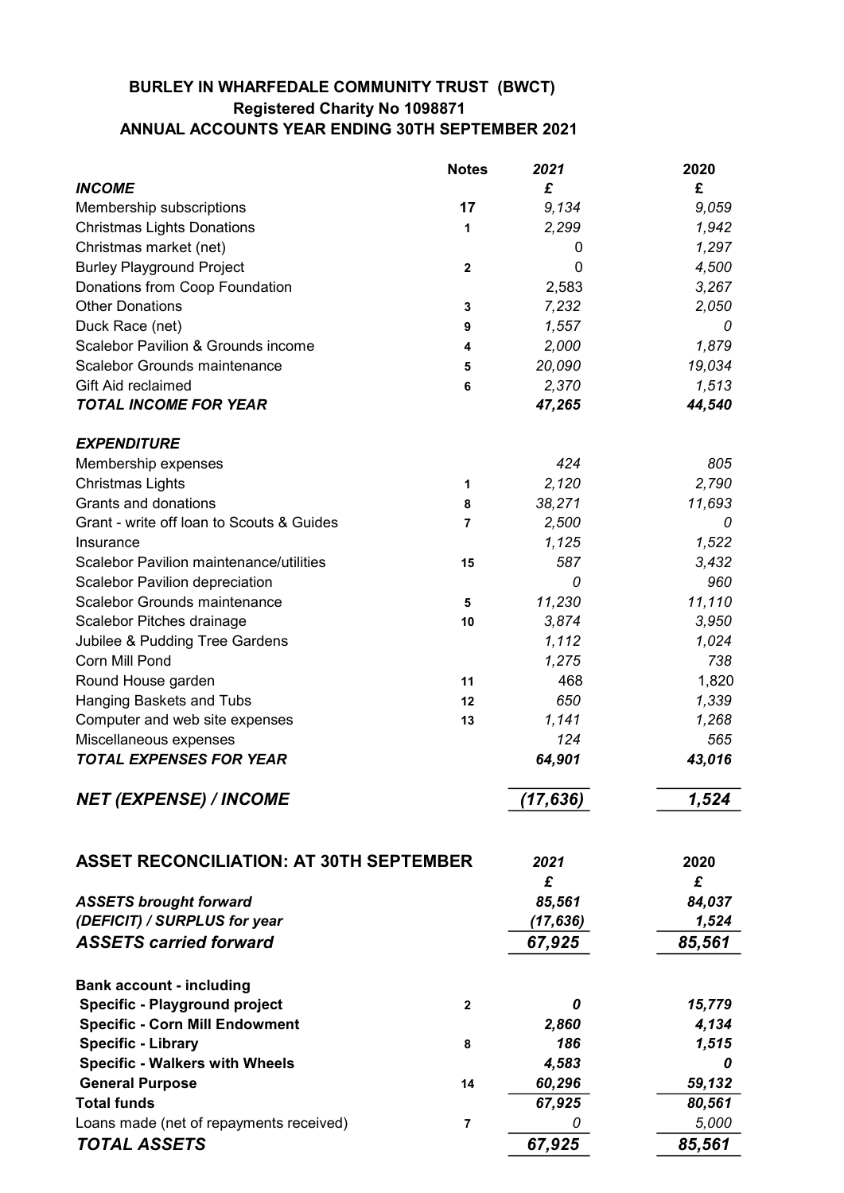**BURLEY IN WHARFEDALE COMMUNITY TRUST (BWCT)**
**Registered Charity No 1098871**
**ANNUAL ACCOUNTS YEAR ENDING 30TH SEPTEMBER 2021**

| | Notes | *2021* | 2020 |
|---|---|---|---|
| ***INCOME*** | | **£** | **£** |
| Membership subscriptions | **17** | *9,134* | *9,059* |
| Christmas Lights Donations | **1** | *2,299* | *1,942* |
| Christmas market (net) | | 0 | *1,297* |
| Burley Playground Project | **2** | 0 | *4,500* |
| Donations from Coop Foundation | | 2,583 | *3,267* |
| Other Donations | **3** | *7,232* | *2,050* |
| Duck Race (net) | **9** | *1,557* | *0* |
| Scalebor Pavilion & Grounds income | **4** | *2,000* | *1,879* |
| Scalebor Grounds maintenance | **5** | *20,090* | *19,034* |
| Gift Aid reclaimed | **6** | *2,370* | *1,513* |
| ***TOTAL INCOME FOR YEAR*** | | ***47,265*** | ***44,540*** |
| ***EXPENDITURE*** | | | |
| Membership expenses | | *424* | *805* |
| Christmas Lights | **1** | *2,120* | *2,790* |
| Grants and donations | **8** | *38,271* | *11,693* |
| Grant - write off loan to Scouts & Guides | **7** | *2,500* | *0* |
| Insurance | | *1,125* | *1,522* |
| Scalebor Pavilion maintenance/utilities | **15** | *587* | *3,432* |
| Scalebor Pavilion depreciation | | *0* | *960* |
| Scalebor Grounds maintenance | **5** | *11,230* | *11,110* |
| Scalebor Pitches drainage | **10** | *3,874* | *3,950* |
| Jubilee & Pudding Tree Gardens | | *1,112* | *1,024* |
| Corn Mill Pond | | *1,275* | *738* |
| Round House garden | **11** | 468 | 1,820 |
| Hanging Baskets and Tubs | **12** | *650* | *1,339* |
| Computer and web site expenses | **13** | *1,141* | *1,268* |
| Miscellaneous expenses | | *124* | *565* |
| ***TOTAL EXPENSES FOR YEAR*** | | ***64,901*** | ***43,016*** |
| ***NET (EXPENSE) / INCOME*** | | ***(17,636)*** | ***1,524*** |

| **ASSET RECONCILIATION: AT 30TH SEPTEMBER** | | *2021* | 2020 |
|---|---|---|---|
| | | ***£*** | ***£*** |
| ***ASSETS brought forward*** | | ***85,561*** | ***84,037*** |
| ***(DEFICIT) / SURPLUS for year*** | | ***(17,636)*** | ***1,524*** |
| ***ASSETS carried forward*** | | ***67,925*** | ***85,561*** |
| **Bank account - including** | | | |
| **Specific - Playground project** | **2** | ***0*** | ***15,779*** |
| **Specific - Corn Mill Endowment** | | ***2,860*** | ***4,134*** |
| **Specific - Library** | **8** | ***186*** | ***1,515*** |
| **Specific - Walkers with Wheels** | | ***4,583*** | ***0*** |
| **General Purpose** | **14** | ***60,296*** | ***59,132*** |
| **Total funds** | | *67,925* | *80,561* |
| Loans made (net of repayments received) | **7** | *0* | *5,000* |
| ***TOTAL ASSETS*** | | ***67,925*** | ***85,561*** |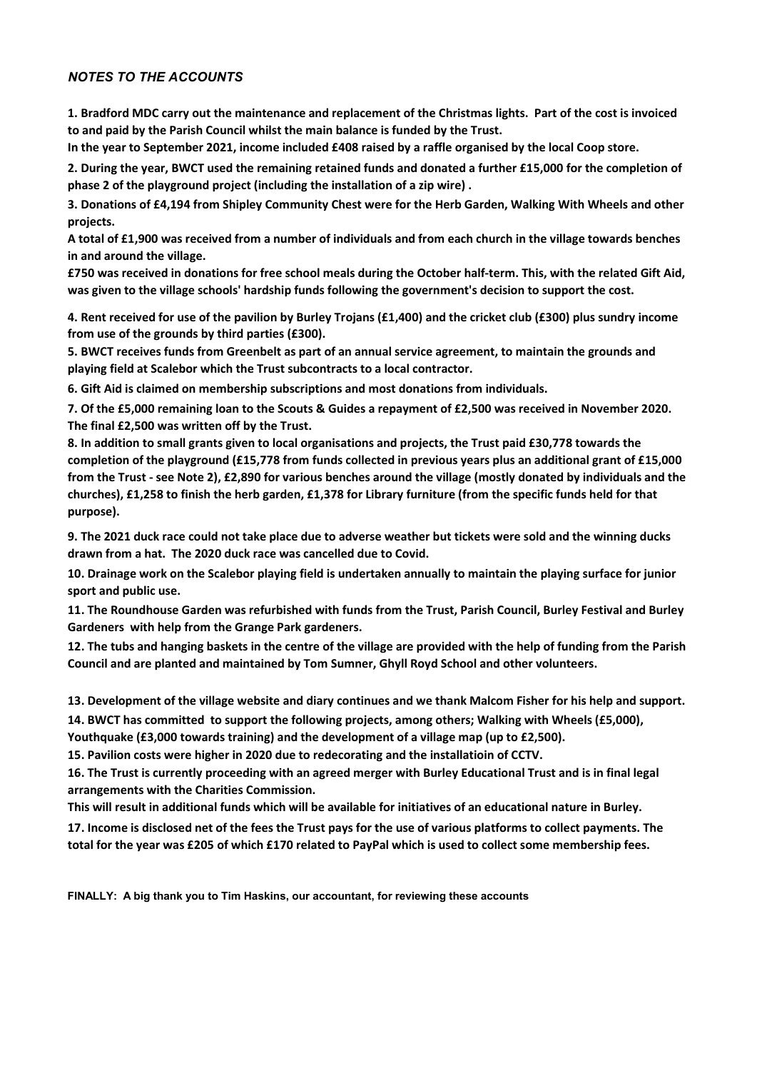## *NOTES TO THE ACCOUNTS*

**1. Bradford MDC carry out the maintenance and replacement of the Christmas lights. Part of the cost is invoiced to and paid by the Parish Council whilst the main balance is funded by the Trust.**

**In the year to September 2021, income included £408 raised by a raffle organised by the local Coop store.**

**2. During the year, BWCT used the remaining retained funds and donated a further £15,000 for the completion of phase 2 of the playground project (including the installation of a zip wire) .**

**3. Donations of £4,194 from Shipley Community Chest were for the Herb Garden, Walking With Wheels and other projects.**

**A total of £1,900 was received from a number of individuals and from each church in the village towards benches in and around the village.**

**£750 was received in donations for free school meals during the October half-term. This, with the related Gift Aid, was given to the village schools' hardship funds following the government's decision to support the cost.**

**4. Rent received for use of the pavilion by Burley Trojans (£1,400) and the cricket club (£300) plus sundry income from use of the grounds by third parties (£300).**

**5. BWCT receives funds from Greenbelt as part of an annual service agreement, to maintain the grounds and playing field at Scalebor which the Trust subcontracts to a local contractor.**

**6. Gift Aid is claimed on membership subscriptions and most donations from individuals.**

**7. Of the £5,000 remaining loan to the Scouts & Guides a repayment of £2,500 was received in November 2020. The final £2,500 was written off by the Trust.**

**8. In addition to small grants given to local organisations and projects, the Trust paid £30,778 towards the completion of the playground (£15,778 from funds collected in previous years plus an additional grant of £15,000 from the Trust - see Note 2), £2,890 for various benches around the village (mostly donated by individuals and the churches), £1,258 to finish the herb garden, £1,378 for Library furniture (from the specific funds held for that purpose).**

**9. The 2021 duck race could not take place due to adverse weather but tickets were sold and the winning ducks drawn from a hat. The 2020 duck race was cancelled due to Covid.**

**10. Drainage work on the Scalebor playing field is undertaken annually to maintain the playing surface for junior sport and public use.**

**11. The Roundhouse Garden was refurbished with funds from the Trust, Parish Council, Burley Festival and Burley Gardeners with help from the Grange Park gardeners.**

**12. The tubs and hanging baskets in the centre of the village are provided with the help of funding from the Parish Council and are planted and maintained by Tom Sumner, Ghyll Royd School and other volunteers.**

**13. Development of the village website and diary continues and we thank Malcom Fisher for his help and support.**

**14. BWCT has committed to support the following projects, among others; Walking with Wheels (£5,000), Youthquake (£3,000 towards training) and the development of a village map (up to £2,500).**

**15. Pavilion costs were higher in 2020 due to redecorating and the installatioin of CCTV.**

**16. The Trust is currently proceeding with an agreed merger with Burley Educational Trust and is in final legal arrangements with the Charities Commission.**

**This will result in additional funds which will be available for initiatives of an educational nature in Burley.**

**17. Income is disclosed net of the fees the Trust pays for the use of various platforms to collect payments. The total for the year was £205 of which £170 related to PayPal which is used to collect some membership fees.**

**FINALLY: A big thank you to Tim Haskins, our accountant, for reviewing these accounts**